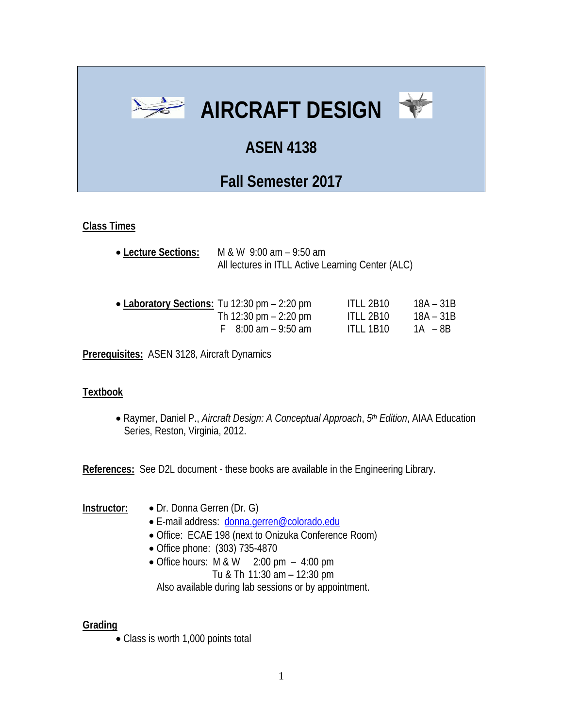# AIRCRAFT DESIGN

## ASEN 4138

## Fall Semester 2017

**Class Times**

- **Lecture Sections:** M & W 9:00 am – 9:50 am
  All lectures in ITLL Active Learning Center (ALC)

- **Laboratory Sections:**

| | | |
|---|---|---|
| Tu 12:30 pm – 2:20 pm | ITLL 2B10 | 18A – 31B |
| Th 12:30 pm – 2:20 pm | ITLL 2B10 | 18A – 31B |
| F 8:00 am – 9:50 am | ITLL 1B10 | 1A – 8B |

**Prerequisites:** ASEN 3128, Aircraft Dynamics

**Textbook**

- Raymer, Daniel P., *Aircraft Design: A Conceptual Approach*, *5th Edition*, AIAA Education Series, Reston, Virginia, 2012.

**References:** See D2L document - these books are available in the Engineering Library.

**Instructor:**

- Dr. Donna Gerren (Dr. G)
- E-mail address: donna.gerren@colorado.edu
- Office: ECAE 198 (next to Onizuka Conference Room)
- Office phone: (303) 735-4870
- Office hours: M & W 2:00 pm – 4:00 pm
  Tu & Th 11:30 am – 12:30 pm
  Also available during lab sessions or by appointment.

**Grading**

- Class is worth 1,000 points total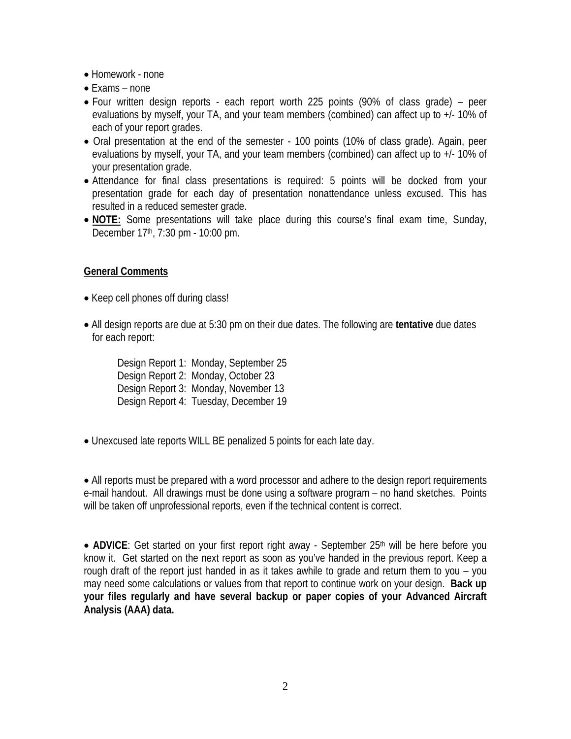- Homework - none
- Exams – none
- Four written design reports - each report worth 225 points (90% of class grade) – peer evaluations by myself, your TA, and your team members (combined) can affect up to +/- 10% of each of your report grades.
- Oral presentation at the end of the semester - 100 points (10% of class grade). Again, peer evaluations by myself, your TA, and your team members (combined) can affect up to +/- 10% of your presentation grade.
- Attendance for final class presentations is required: 5 points will be docked from your presentation grade for each day of presentation nonattendance unless excused. This has resulted in a reduced semester grade.
- <u>**NOTE:**</u> Some presentations will take place during this course's final exam time, Sunday, December 17th, 7:30 pm - 10:00 pm.

<u>**General Comments**</u>

- Keep cell phones off during class!

- All design reports are due at 5:30 pm on their due dates. The following are **tentative** due dates for each report:

  Design Report 1: Monday, September 25
  Design Report 2: Monday, October 23
  Design Report 3: Monday, November 13
  Design Report 4: Tuesday, December 19

- Unexcused late reports WILL BE penalized 5 points for each late day.

- All reports must be prepared with a word processor and adhere to the design report requirements e-mail handout. All drawings must be done using a software program – no hand sketches. Points will be taken off unprofessional reports, even if the technical content is correct.

- **ADVICE**: Get started on your first report right away - September 25th will be here before you know it. Get started on the next report as soon as you've handed in the previous report. Keep a rough draft of the report just handed in as it takes awhile to grade and return them to you – you may need some calculations or values from that report to continue work on your design. **Back up your files regularly and have several backup or paper copies of your Advanced Aircraft Analysis (AAA) data.**